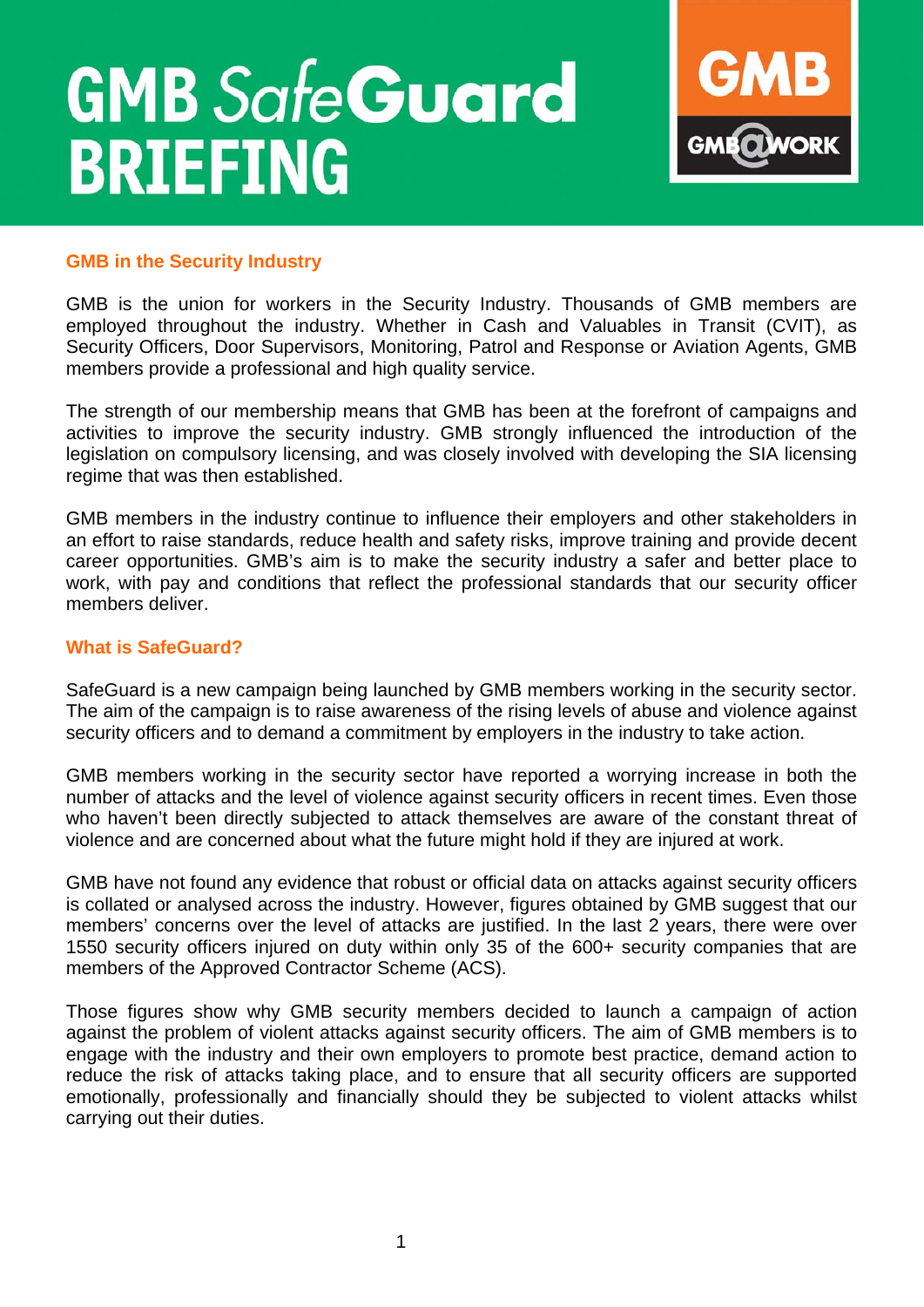# GMB SafeGuard BRIEFING

GMB

GMB@WORK

## GMB in the Security Industry

GMB is the union for workers in the Security Industry. Thousands of GMB members are employed throughout the industry. Whether in Cash and Valuables in Transit (CVIT), as Security Officers, Door Supervisors, Monitoring, Patrol and Response or Aviation Agents, GMB members provide a professional and high quality service.

The strength of our membership means that GMB has been at the forefront of campaigns and activities to improve the security industry. GMB strongly influenced the introduction of the legislation on compulsory licensing, and was closely involved with developing the SIA licensing regime that was then established.

GMB members in the industry continue to influence their employers and other stakeholders in an effort to raise standards, reduce health and safety risks, improve training and provide decent career opportunities. GMB's aim is to make the security industry a safer and better place to work, with pay and conditions that reflect the professional standards that our security officer members deliver.

## What is SafeGuard?

SafeGuard is a new campaign being launched by GMB members working in the security sector. The aim of the campaign is to raise awareness of the rising levels of abuse and violence against security officers and to demand a commitment by employers in the industry to take action.

GMB members working in the security sector have reported a worrying increase in both the number of attacks and the level of violence against security officers in recent times. Even those who haven't been directly subjected to attack themselves are aware of the constant threat of violence and are concerned about what the future might hold if they are injured at work.

GMB have not found any evidence that robust or official data on attacks against security officers is collated or analysed across the industry. However, figures obtained by GMB suggest that our members' concerns over the level of attacks are justified. In the last 2 years, there were over 1550 security officers injured on duty within only 35 of the 600+ security companies that are members of the Approved Contractor Scheme (ACS).

Those figures show why GMB security members decided to launch a campaign of action against the problem of violent attacks against security officers. The aim of GMB members is to engage with the industry and their own employers to promote best practice, demand action to reduce the risk of attacks taking place, and to ensure that all security officers are supported emotionally, professionally and financially should they be subjected to violent attacks whilst carrying out their duties.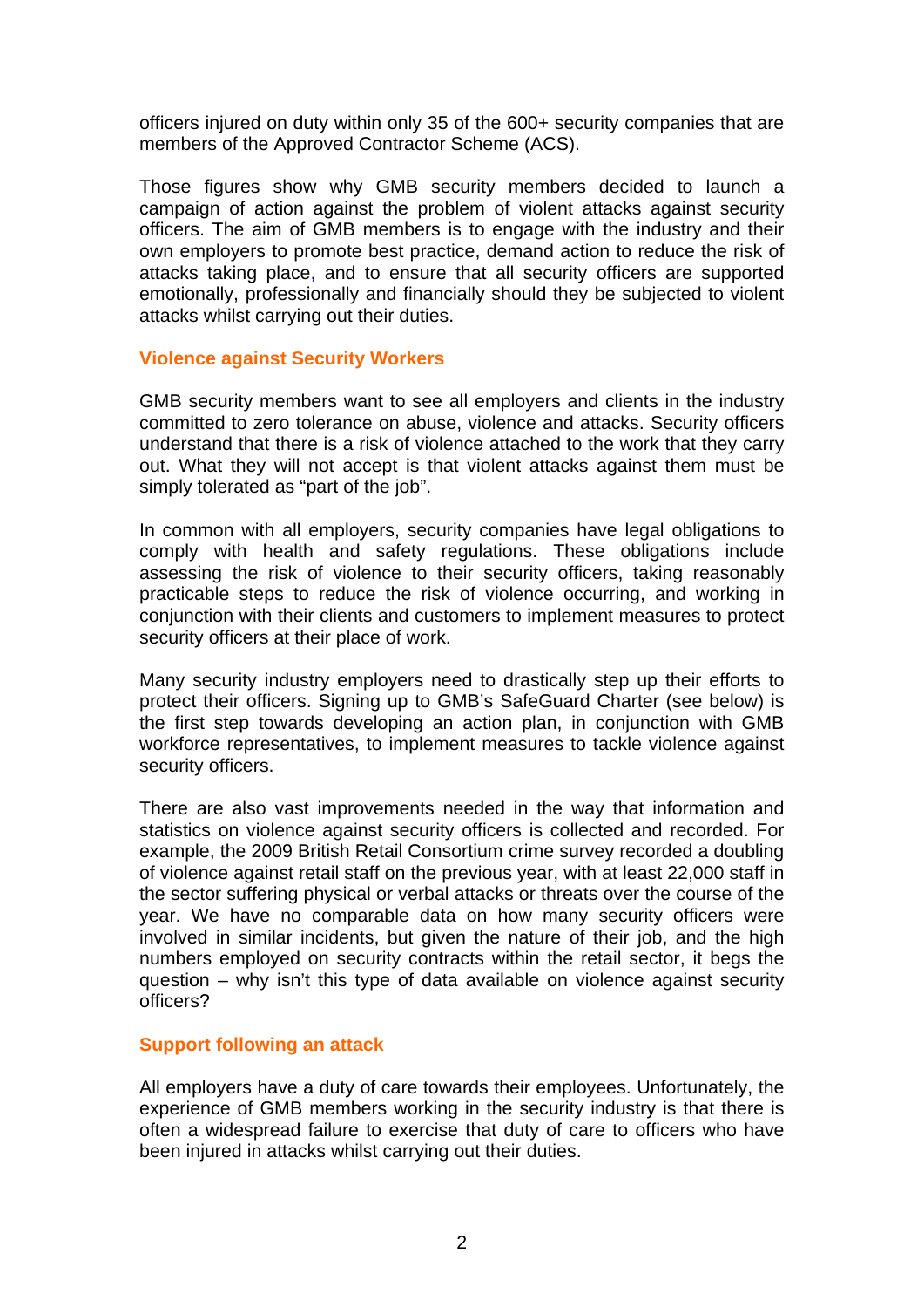officers injured on duty within only 35 of the 600+ security companies that are members of the Approved Contractor Scheme (ACS).

Those figures show why GMB security members decided to launch a campaign of action against the problem of violent attacks against security officers. The aim of GMB members is to engage with the industry and their own employers to promote best practice, demand action to reduce the risk of attacks taking place, and to ensure that all security officers are supported emotionally, professionally and financially should they be subjected to violent attacks whilst carrying out their duties.

## Violence against Security Workers

GMB security members want to see all employers and clients in the industry committed to zero tolerance on abuse, violence and attacks. Security officers understand that there is a risk of violence attached to the work that they carry out. What they will not accept is that violent attacks against them must be simply tolerated as "part of the job".

In common with all employers, security companies have legal obligations to comply with health and safety regulations. These obligations include assessing the risk of violence to their security officers, taking reasonably practicable steps to reduce the risk of violence occurring, and working in conjunction with their clients and customers to implement measures to protect security officers at their place of work.

Many security industry employers need to drastically step up their efforts to protect their officers. Signing up to GMB's SafeGuard Charter (see below) is the first step towards developing an action plan, in conjunction with GMB workforce representatives, to implement measures to tackle violence against security officers.

There are also vast improvements needed in the way that information and statistics on violence against security officers is collected and recorded. For example, the 2009 British Retail Consortium crime survey recorded a doubling of violence against retail staff on the previous year, with at least 22,000 staff in the sector suffering physical or verbal attacks or threats over the course of the year. We have no comparable data on how many security officers were involved in similar incidents, but given the nature of their job, and the high numbers employed on security contracts within the retail sector, it begs the question – why isn't this type of data available on violence against security officers?

## Support following an attack

All employers have a duty of care towards their employees. Unfortunately, the experience of GMB members working in the security industry is that there is often a widespread failure to exercise that duty of care to officers who have been injured in attacks whilst carrying out their duties.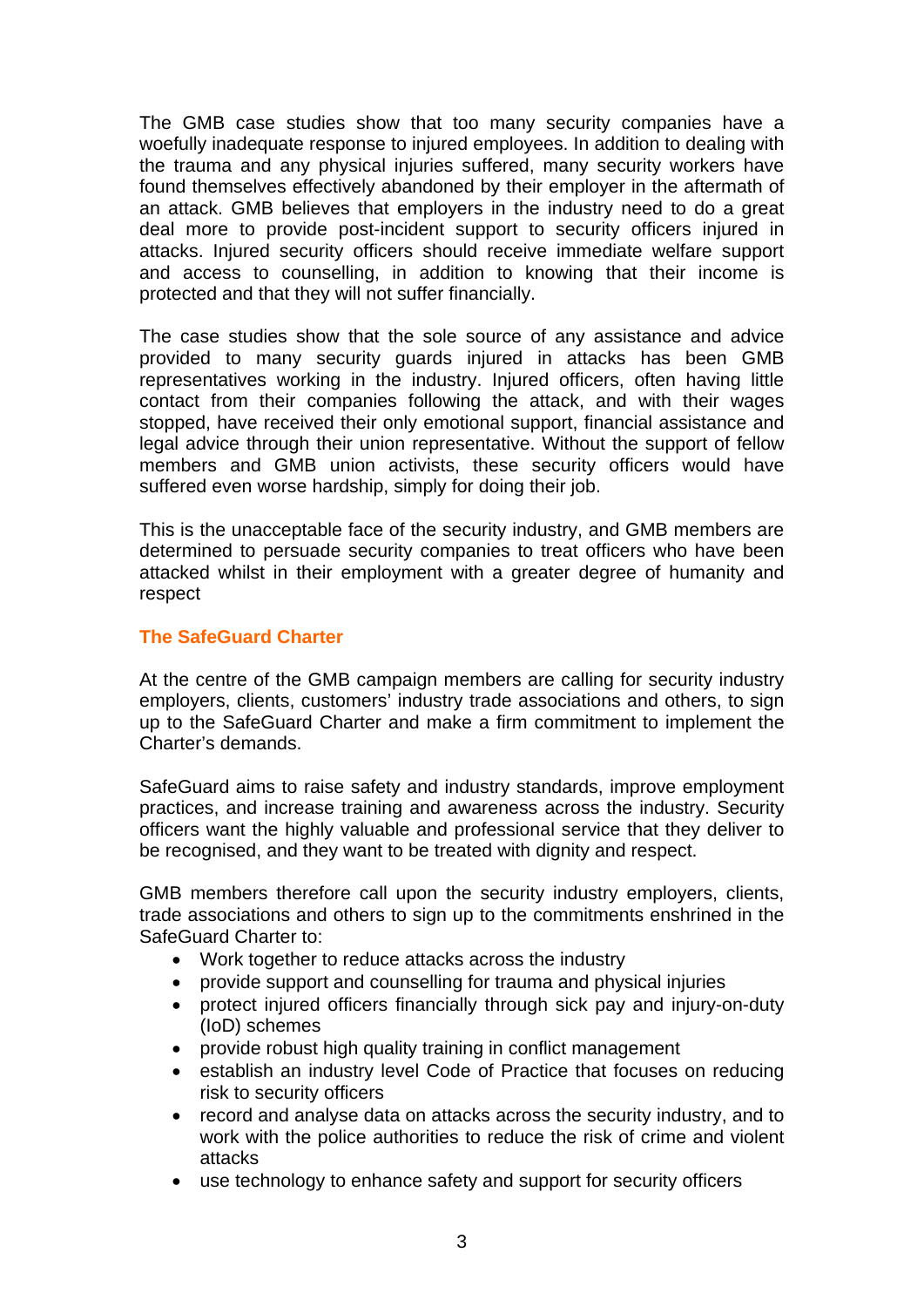The GMB case studies show that too many security companies have a woefully inadequate response to injured employees. In addition to dealing with the trauma and any physical injuries suffered, many security workers have found themselves effectively abandoned by their employer in the aftermath of an attack. GMB believes that employers in the industry need to do a great deal more to provide post-incident support to security officers injured in attacks. Injured security officers should receive immediate welfare support and access to counselling, in addition to knowing that their income is protected and that they will not suffer financially.

The case studies show that the sole source of any assistance and advice provided to many security guards injured in attacks has been GMB representatives working in the industry. Injured officers, often having little contact from their companies following the attack, and with their wages stopped, have received their only emotional support, financial assistance and legal advice through their union representative. Without the support of fellow members and GMB union activists, these security officers would have suffered even worse hardship, simply for doing their job.

This is the unacceptable face of the security industry, and GMB members are determined to persuade security companies to treat officers who have been attacked whilst in their employment with a greater degree of humanity and respect

## The SafeGuard Charter

At the centre of the GMB campaign members are calling for security industry employers, clients, customers' industry trade associations and others, to sign up to the SafeGuard Charter and make a firm commitment to implement the Charter's demands.

SafeGuard aims to raise safety and industry standards, improve employment practices, and increase training and awareness across the industry. Security officers want the highly valuable and professional service that they deliver to be recognised, and they want to be treated with dignity and respect.

GMB members therefore call upon the security industry employers, clients, trade associations and others to sign up to the commitments enshrined in the SafeGuard Charter to:

- Work together to reduce attacks across the industry
- provide support and counselling for trauma and physical injuries
- protect injured officers financially through sick pay and injury-on-duty (IoD) schemes
- provide robust high quality training in conflict management
- establish an industry level Code of Practice that focuses on reducing risk to security officers
- record and analyse data on attacks across the security industry, and to work with the police authorities to reduce the risk of crime and violent attacks
- use technology to enhance safety and support for security officers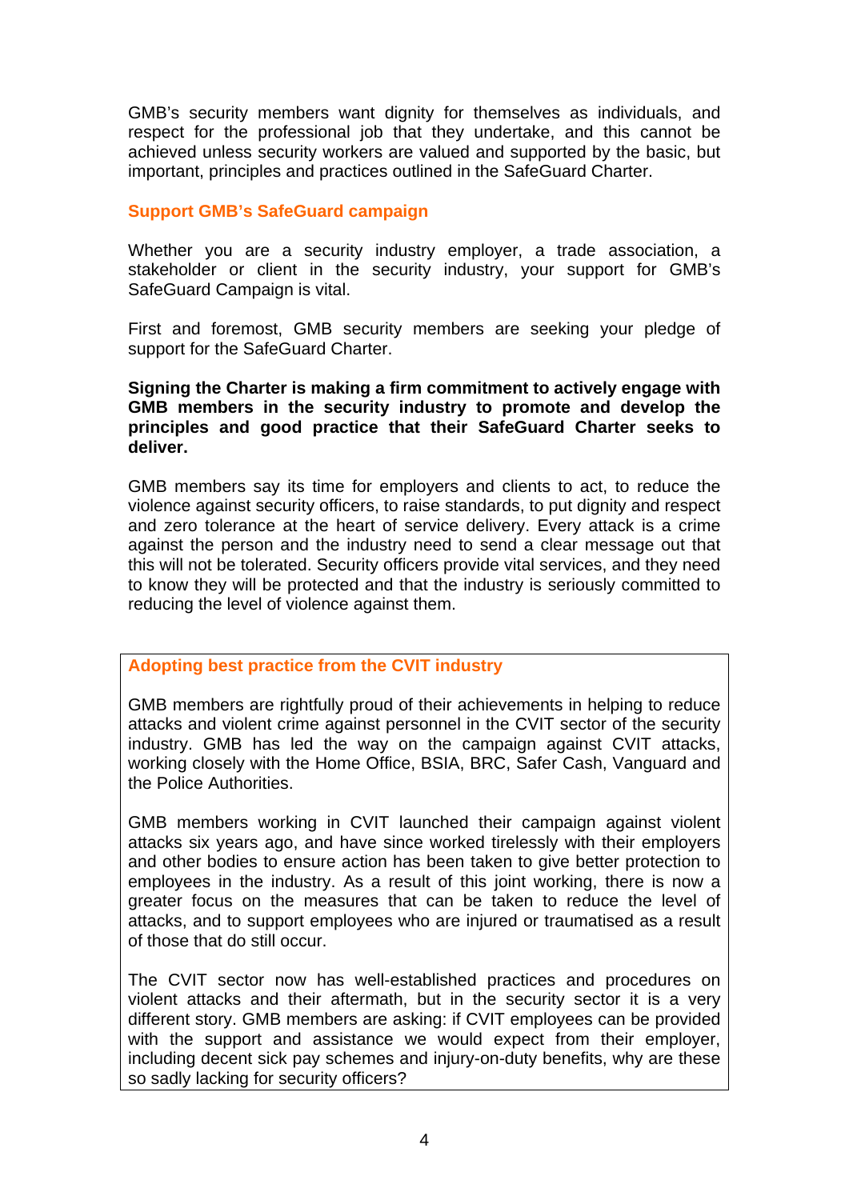GMB's security members want dignity for themselves as individuals, and respect for the professional job that they undertake, and this cannot be achieved unless security workers are valued and supported by the basic, but important, principles and practices outlined in the SafeGuard Charter.

## Support GMB's SafeGuard campaign

Whether you are a security industry employer, a trade association, a stakeholder or client in the security industry, your support for GMB's SafeGuard Campaign is vital.

First and foremost, GMB security members are seeking your pledge of support for the SafeGuard Charter.

**Signing the Charter is making a firm commitment to actively engage with GMB members in the security industry to promote and develop the principles and good practice that their SafeGuard Charter seeks to deliver.**

GMB members say its time for employers and clients to act, to reduce the violence against security officers, to raise standards, to put dignity and respect and zero tolerance at the heart of service delivery. Every attack is a crime against the person and the industry need to send a clear message out that this will not be tolerated. Security officers provide vital services, and they need to know they will be protected and that the industry is seriously committed to reducing the level of violence against them.

## Adopting best practice from the CVIT industry

GMB members are rightfully proud of their achievements in helping to reduce attacks and violent crime against personnel in the CVIT sector of the security industry. GMB has led the way on the campaign against CVIT attacks, working closely with the Home Office, BSIA, BRC, Safer Cash, Vanguard and the Police Authorities.

GMB members working in CVIT launched their campaign against violent attacks six years ago, and have since worked tirelessly with their employers and other bodies to ensure action has been taken to give better protection to employees in the industry. As a result of this joint working, there is now a greater focus on the measures that can be taken to reduce the level of attacks, and to support employees who are injured or traumatised as a result of those that do still occur.

The CVIT sector now has well-established practices and procedures on violent attacks and their aftermath, but in the security sector it is a very different story. GMB members are asking: if CVIT employees can be provided with the support and assistance we would expect from their employer, including decent sick pay schemes and injury-on-duty benefits, why are these so sadly lacking for security officers?